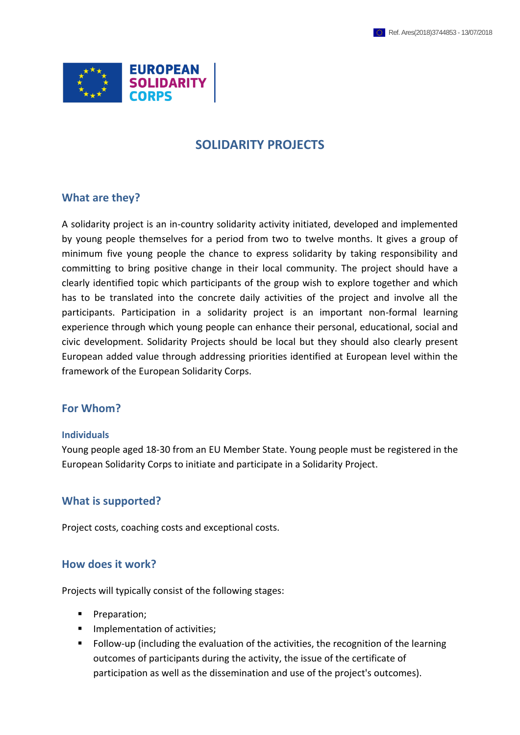# SOLIDARITY PROJECTS

## What are they?

A solidarity project is an in-country solidarity activity initiated, developed and implemented by young people themselves for a period from two to twelve months. It gives a group of minimum five young people the chance to express solidarity by taking responsibility and committing to bring positive change in their local community. The project should have a clearly identified topic which participants of the group wish to explore together and which has to be translated into the concrete daily activities of the project and involve all the participants. Participation in a solidarity project is an important non-formal learning experience through which young people can enhance their personal, educational, social and civic development. Solidarity Projects should be local but they should also clearly present European added value through addressing priorities identified at European level within the framework of the European Solidarity Corps.

## For Whom?

### Individuals

Young people aged 18-30 from an EU Member State. Young people must be registered in the European Solidarity Corps to initiate and participate in a Solidarity Project.

## What is supported?

Project costs, coaching costs and exceptional costs.

## How does it work?

Projects will typically consist of the following stages:

- Preparation;
- Implementation of activities;
- Follow-up (including the evaluation of the activities, the recognition of the learning outcomes of participants during the activity, the issue of the certificate of participation as well as the dissemination and use of the project's outcomes).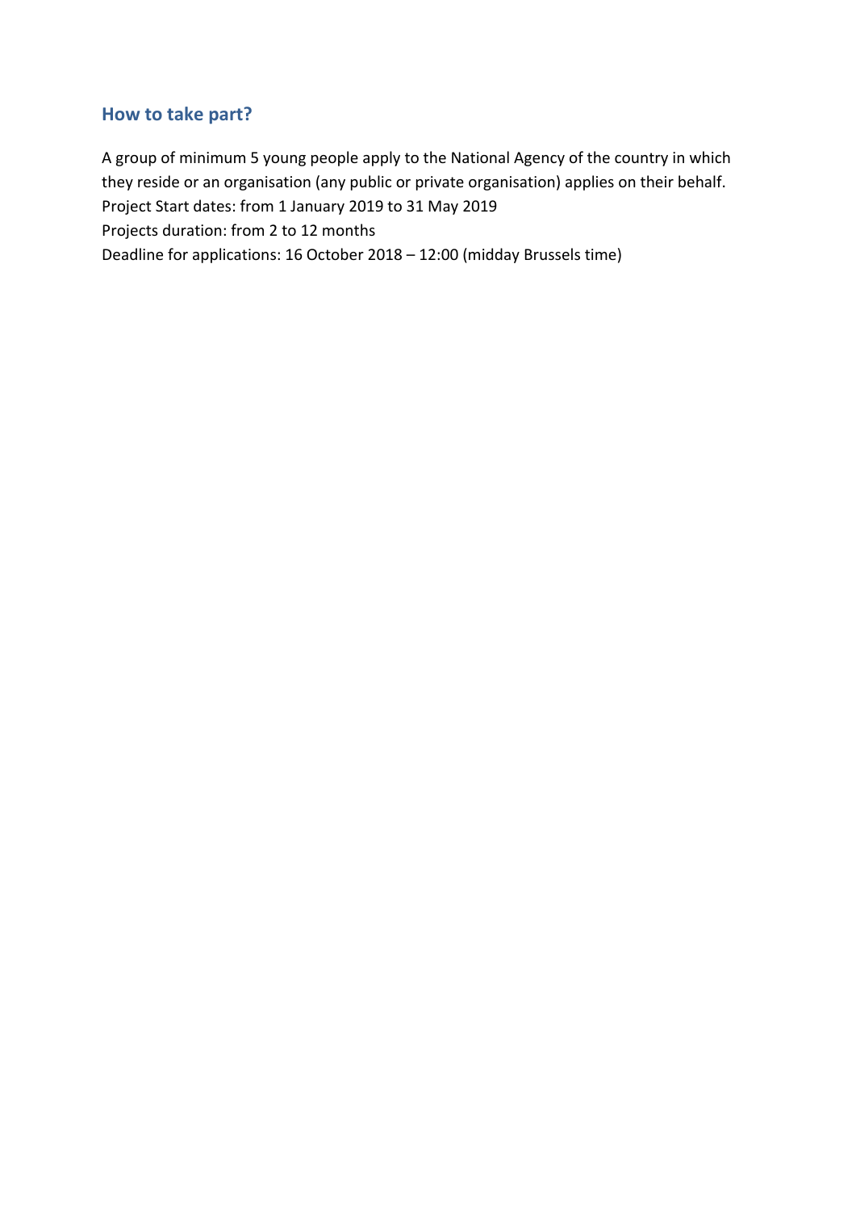## How to take part?

A group of minimum 5 young people apply to the National Agency of the country in which they reside or an organisation (any public or private organisation) applies on their behalf.
Project Start dates: from 1 January 2019 to 31 May 2019
Projects duration: from 2 to 12 months
Deadline for applications: 16 October 2018 – 12:00 (midday Brussels time)